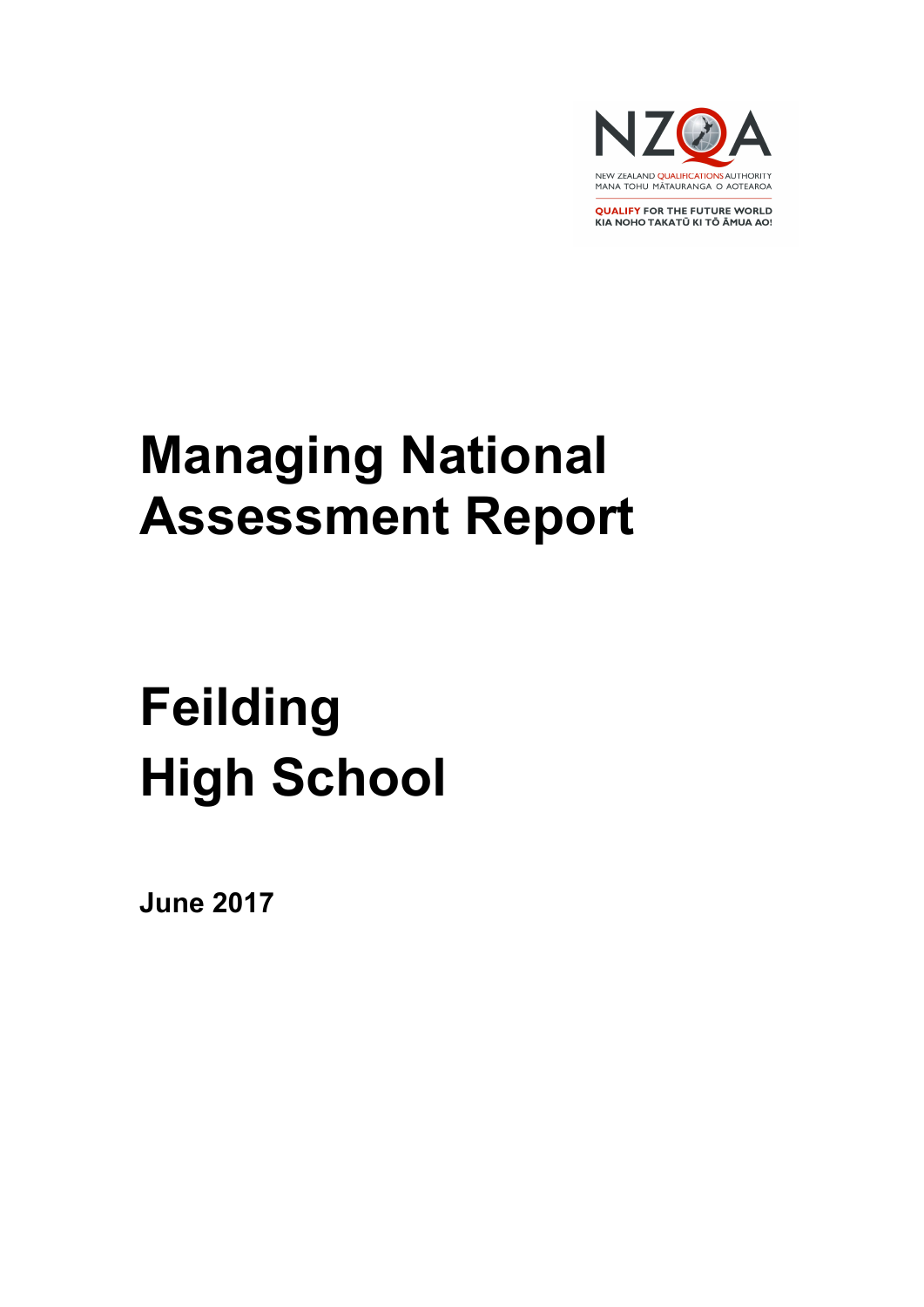NZQA

NEW ZEALAND QUALIFICATIONS AUTHORITY
MANA TOHU MĀTAURANGA O AOTEAROA

QUALIFY FOR THE FUTURE WORLD
KIA NOHO TAKATŪ KI TŌ ĀMUA AO!

# Managing National Assessment Report

# Feilding High School

**June 2017**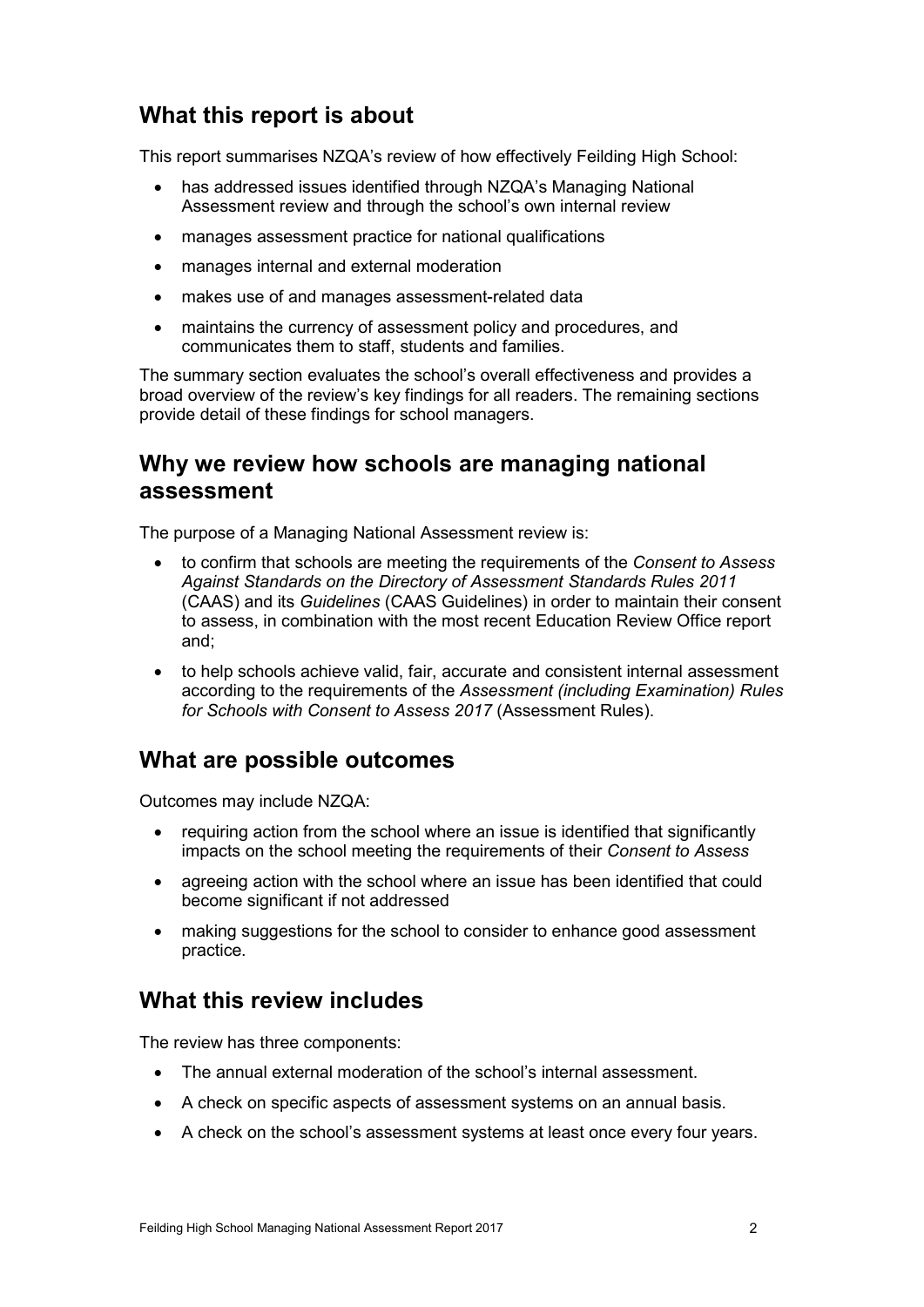## What this report is about

This report summarises NZQA's review of how effectively Feilding High School:

- has addressed issues identified through NZQA's Managing National Assessment review and through the school's own internal review
- manages assessment practice for national qualifications
- manages internal and external moderation
- makes use of and manages assessment-related data
- maintains the currency of assessment policy and procedures, and communicates them to staff, students and families.

The summary section evaluates the school's overall effectiveness and provides a broad overview of the review's key findings for all readers. The remaining sections provide detail of these findings for school managers.

## Why we review how schools are managing national assessment

The purpose of a Managing National Assessment review is:

- to confirm that schools are meeting the requirements of the *Consent to Assess Against Standards on the Directory of Assessment Standards Rules 2011* (CAAS) and its *Guidelines* (CAAS Guidelines) in order to maintain their consent to assess, in combination with the most recent Education Review Office report and;
- to help schools achieve valid, fair, accurate and consistent internal assessment according to the requirements of the *Assessment (including Examination) Rules for Schools with Consent to Assess 2017* (Assessment Rules).

## What are possible outcomes

Outcomes may include NZQA:

- requiring action from the school where an issue is identified that significantly impacts on the school meeting the requirements of their *Consent to Assess*
- agreeing action with the school where an issue has been identified that could become significant if not addressed
- making suggestions for the school to consider to enhance good assessment practice.

## What this review includes

The review has three components:

- The annual external moderation of the school's internal assessment.
- A check on specific aspects of assessment systems on an annual basis.
- A check on the school's assessment systems at least once every four years.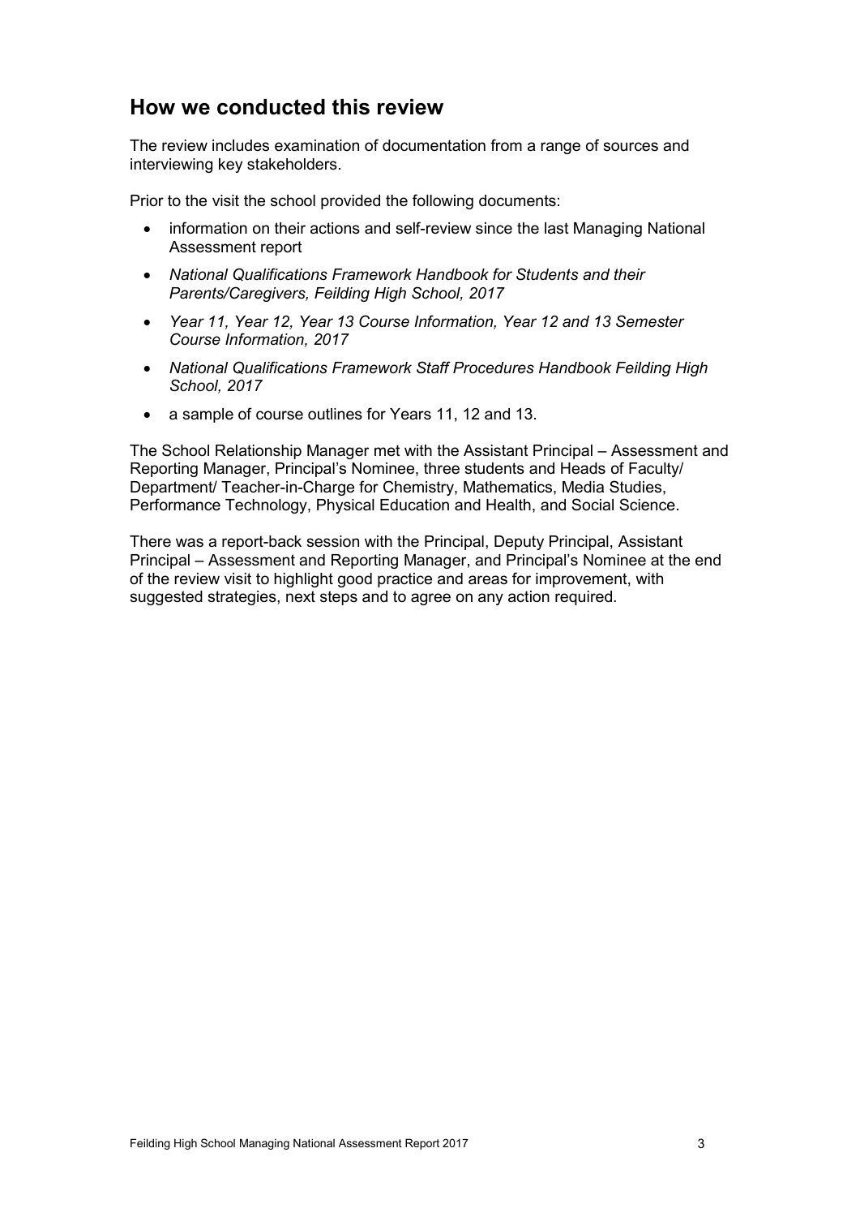## How we conducted this review

The review includes examination of documentation from a range of sources and interviewing key stakeholders.

Prior to the visit the school provided the following documents:

- information on their actions and self-review since the last Managing National Assessment report
- *National Qualifications Framework Handbook for Students and their Parents/Caregivers, Feilding High School, 2017*
- *Year 11, Year 12, Year 13 Course Information, Year 12 and 13 Semester Course Information, 2017*
- *National Qualifications Framework Staff Procedures Handbook Feilding High School, 2017*
- a sample of course outlines for Years 11, 12 and 13.

The School Relationship Manager met with the Assistant Principal – Assessment and Reporting Manager, Principal's Nominee, three students and Heads of Faculty/ Department/ Teacher-in-Charge for Chemistry, Mathematics, Media Studies, Performance Technology, Physical Education and Health, and Social Science.

There was a report-back session with the Principal, Deputy Principal, Assistant Principal – Assessment and Reporting Manager, and Principal's Nominee at the end of the review visit to highlight good practice and areas for improvement, with suggested strategies, next steps and to agree on any action required.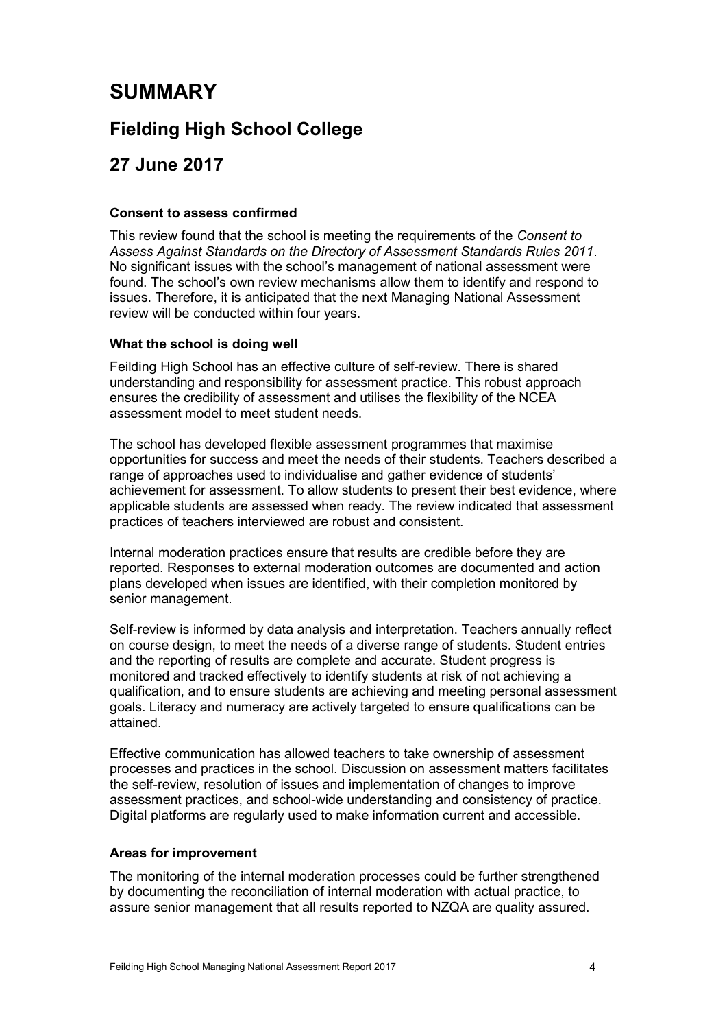# SUMMARY

## Fielding High School College

## 27 June 2017

### Consent to assess confirmed

This review found that the school is meeting the requirements of the *Consent to Assess Against Standards on the Directory of Assessment Standards Rules 2011*. No significant issues with the school's management of national assessment were found. The school's own review mechanisms allow them to identify and respond to issues. Therefore, it is anticipated that the next Managing National Assessment review will be conducted within four years.

### What the school is doing well

Feilding High School has an effective culture of self-review. There is shared understanding and responsibility for assessment practice. This robust approach ensures the credibility of assessment and utilises the flexibility of the NCEA assessment model to meet student needs.

The school has developed flexible assessment programmes that maximise opportunities for success and meet the needs of their students. Teachers described a range of approaches used to individualise and gather evidence of students' achievement for assessment. To allow students to present their best evidence, where applicable students are assessed when ready. The review indicated that assessment practices of teachers interviewed are robust and consistent.

Internal moderation practices ensure that results are credible before they are reported. Responses to external moderation outcomes are documented and action plans developed when issues are identified, with their completion monitored by senior management.

Self-review is informed by data analysis and interpretation. Teachers annually reflect on course design, to meet the needs of a diverse range of students. Student entries and the reporting of results are complete and accurate. Student progress is monitored and tracked effectively to identify students at risk of not achieving a qualification, and to ensure students are achieving and meeting personal assessment goals. Literacy and numeracy are actively targeted to ensure qualifications can be attained.

Effective communication has allowed teachers to take ownership of assessment processes and practices in the school. Discussion on assessment matters facilitates the self-review, resolution of issues and implementation of changes to improve assessment practices, and school-wide understanding and consistency of practice. Digital platforms are regularly used to make information current and accessible.

### Areas for improvement

The monitoring of the internal moderation processes could be further strengthened by documenting the reconciliation of internal moderation with actual practice, to assure senior management that all results reported to NZQA are quality assured.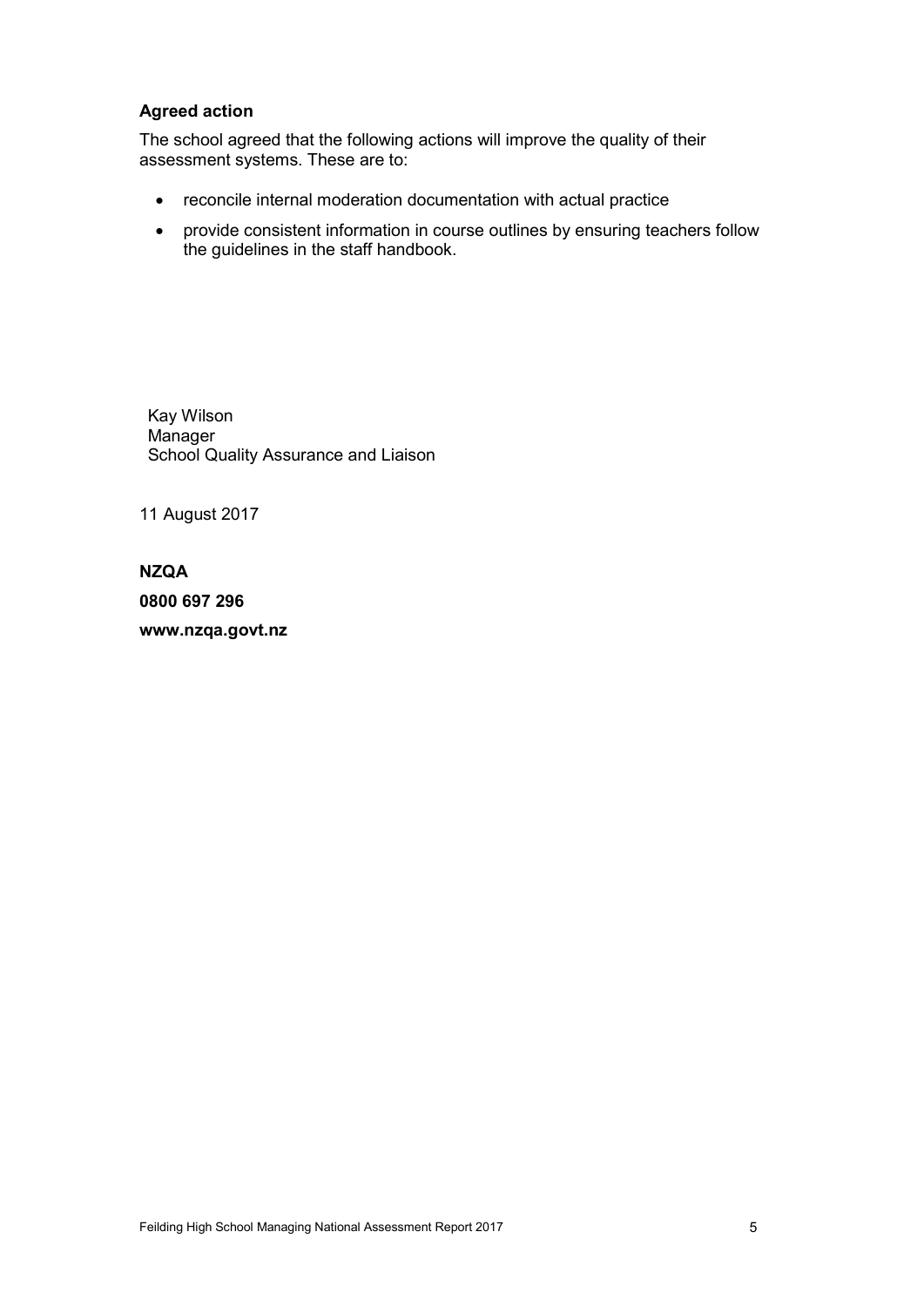### Agreed action

The school agreed that the following actions will improve the quality of their assessment systems. These are to:

- reconcile internal moderation documentation with actual practice
- provide consistent information in course outlines by ensuring teachers follow the guidelines in the staff handbook.

Kay Wilson
Manager
School Quality Assurance and Liaison

11 August 2017

**NZQA**

**0800 697 296**

**www.nzqa.govt.nz**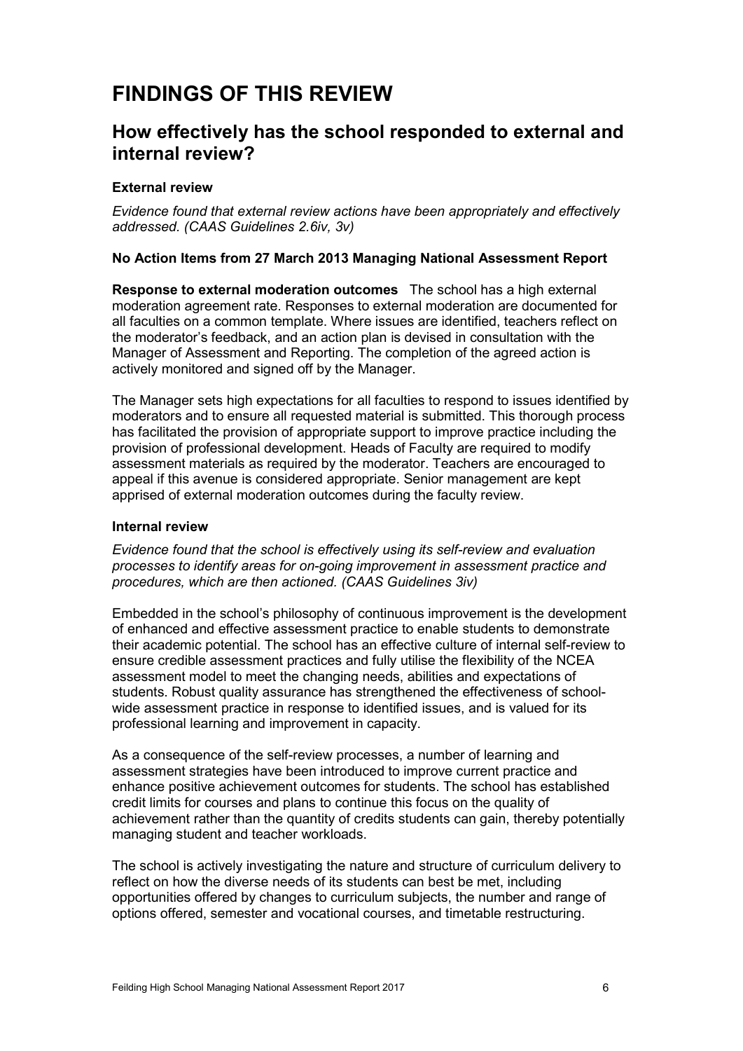# FINDINGS OF THIS REVIEW

## How effectively has the school responded to external and internal review?

### External review

*Evidence found that external review actions have been appropriately and effectively addressed. (CAAS Guidelines 2.6iv, 3v)*

**No Action Items from 27 March 2013 Managing National Assessment Report**

**Response to external moderation outcomes** The school has a high external moderation agreement rate. Responses to external moderation are documented for all faculties on a common template. Where issues are identified, teachers reflect on the moderator's feedback, and an action plan is devised in consultation with the Manager of Assessment and Reporting. The completion of the agreed action is actively monitored and signed off by the Manager.

The Manager sets high expectations for all faculties to respond to issues identified by moderators and to ensure all requested material is submitted. This thorough process has facilitated the provision of appropriate support to improve practice including the provision of professional development. Heads of Faculty are required to modify assessment materials as required by the moderator. Teachers are encouraged to appeal if this avenue is considered appropriate. Senior management are kept apprised of external moderation outcomes during the faculty review.

### Internal review

*Evidence found that the school is effectively using its self-review and evaluation processes to identify areas for on-going improvement in assessment practice and procedures, which are then actioned. (CAAS Guidelines 3iv)*

Embedded in the school's philosophy of continuous improvement is the development of enhanced and effective assessment practice to enable students to demonstrate their academic potential. The school has an effective culture of internal self-review to ensure credible assessment practices and fully utilise the flexibility of the NCEA assessment model to meet the changing needs, abilities and expectations of students. Robust quality assurance has strengthened the effectiveness of school-wide assessment practice in response to identified issues, and is valued for its professional learning and improvement in capacity.

As a consequence of the self-review processes, a number of learning and assessment strategies have been introduced to improve current practice and enhance positive achievement outcomes for students. The school has established credit limits for courses and plans to continue this focus on the quality of achievement rather than the quantity of credits students can gain, thereby potentially managing student and teacher workloads.

The school is actively investigating the nature and structure of curriculum delivery to reflect on how the diverse needs of its students can best be met, including opportunities offered by changes to curriculum subjects, the number and range of options offered, semester and vocational courses, and timetable restructuring.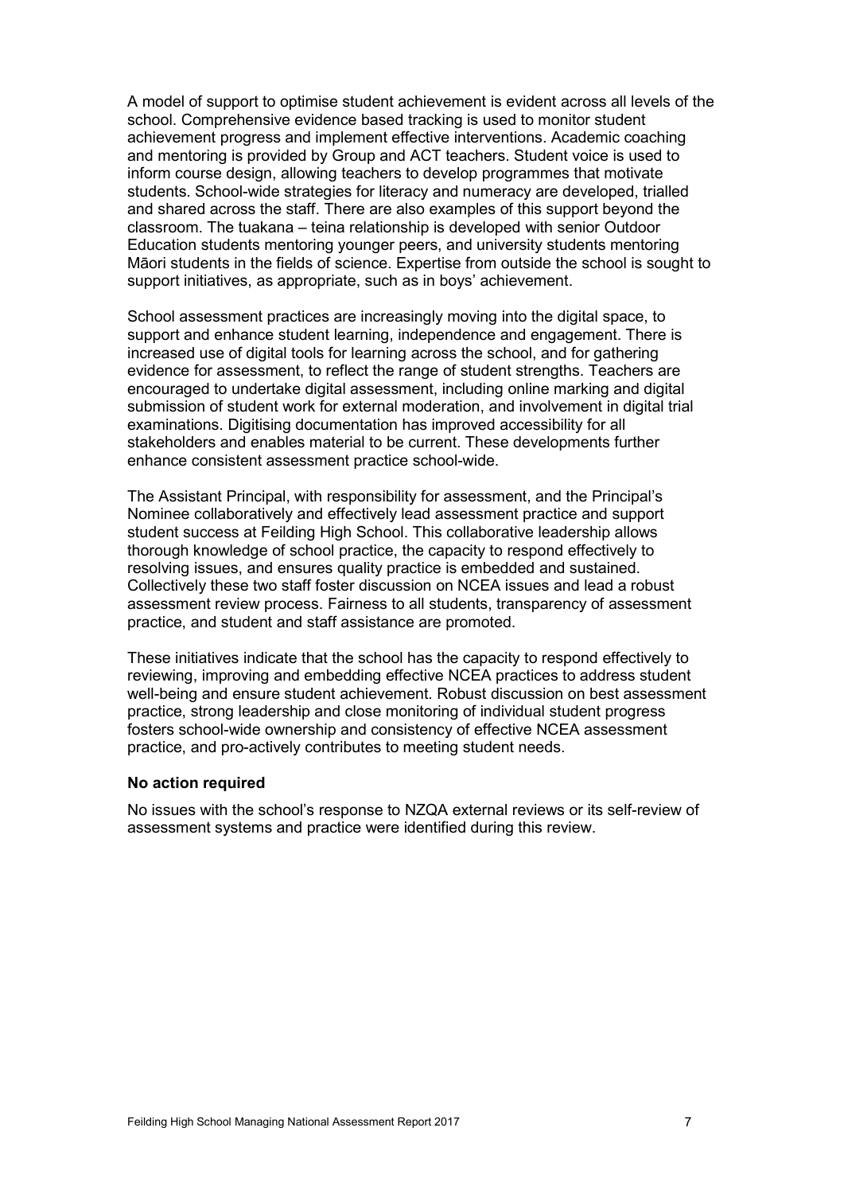A model of support to optimise student achievement is evident across all levels of the school. Comprehensive evidence based tracking is used to monitor student achievement progress and implement effective interventions. Academic coaching and mentoring is provided by Group and ACT teachers. Student voice is used to inform course design, allowing teachers to develop programmes that motivate students. School-wide strategies for literacy and numeracy are developed, trialled and shared across the staff. There are also examples of this support beyond the classroom. The tuakana – teina relationship is developed with senior Outdoor Education students mentoring younger peers, and university students mentoring Māori students in the fields of science. Expertise from outside the school is sought to support initiatives, as appropriate, such as in boys' achievement.

School assessment practices are increasingly moving into the digital space, to support and enhance student learning, independence and engagement. There is increased use of digital tools for learning across the school, and for gathering evidence for assessment, to reflect the range of student strengths. Teachers are encouraged to undertake digital assessment, including online marking and digital submission of student work for external moderation, and involvement in digital trial examinations. Digitising documentation has improved accessibility for all stakeholders and enables material to be current. These developments further enhance consistent assessment practice school-wide.

The Assistant Principal, with responsibility for assessment, and the Principal's Nominee collaboratively and effectively lead assessment practice and support student success at Feilding High School. This collaborative leadership allows thorough knowledge of school practice, the capacity to respond effectively to resolving issues, and ensures quality practice is embedded and sustained. Collectively these two staff foster discussion on NCEA issues and lead a robust assessment review process. Fairness to all students, transparency of assessment practice, and student and staff assistance are promoted.

These initiatives indicate that the school has the capacity to respond effectively to reviewing, improving and embedding effective NCEA practices to address student well-being and ensure student achievement. Robust discussion on best assessment practice, strong leadership and close monitoring of individual student progress fosters school-wide ownership and consistency of effective NCEA assessment practice, and pro-actively contributes to meeting student needs.

**No action required**

No issues with the school's response to NZQA external reviews or its self-review of assessment systems and practice were identified during this review.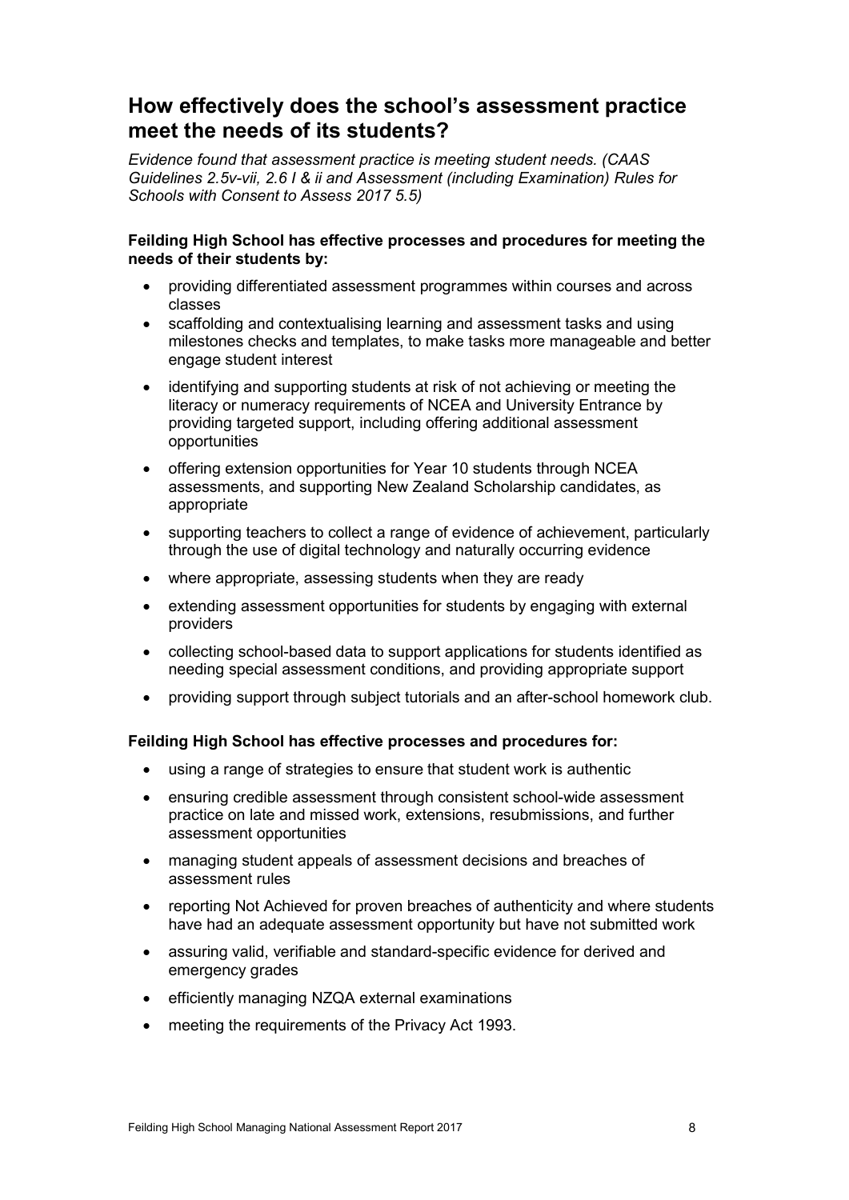## How effectively does the school's assessment practice meet the needs of its students?

*Evidence found that assessment practice is meeting student needs. (CAAS Guidelines 2.5v-vii, 2.6 I & ii and Assessment (including Examination) Rules for Schools with Consent to Assess 2017 5.5)*

**Feilding High School has effective processes and procedures for meeting the needs of their students by:**

- providing differentiated assessment programmes within courses and across classes
- scaffolding and contextualising learning and assessment tasks and using milestones checks and templates, to make tasks more manageable and better engage student interest
- identifying and supporting students at risk of not achieving or meeting the literacy or numeracy requirements of NCEA and University Entrance by providing targeted support, including offering additional assessment opportunities
- offering extension opportunities for Year 10 students through NCEA assessments, and supporting New Zealand Scholarship candidates, as appropriate
- supporting teachers to collect a range of evidence of achievement, particularly through the use of digital technology and naturally occurring evidence
- where appropriate, assessing students when they are ready
- extending assessment opportunities for students by engaging with external providers
- collecting school-based data to support applications for students identified as needing special assessment conditions, and providing appropriate support
- providing support through subject tutorials and an after-school homework club.

**Feilding High School has effective processes and procedures for:**

- using a range of strategies to ensure that student work is authentic
- ensuring credible assessment through consistent school-wide assessment practice on late and missed work, extensions, resubmissions, and further assessment opportunities
- managing student appeals of assessment decisions and breaches of assessment rules
- reporting Not Achieved for proven breaches of authenticity and where students have had an adequate assessment opportunity but have not submitted work
- assuring valid, verifiable and standard-specific evidence for derived and emergency grades
- efficiently managing NZQA external examinations
- meeting the requirements of the Privacy Act 1993.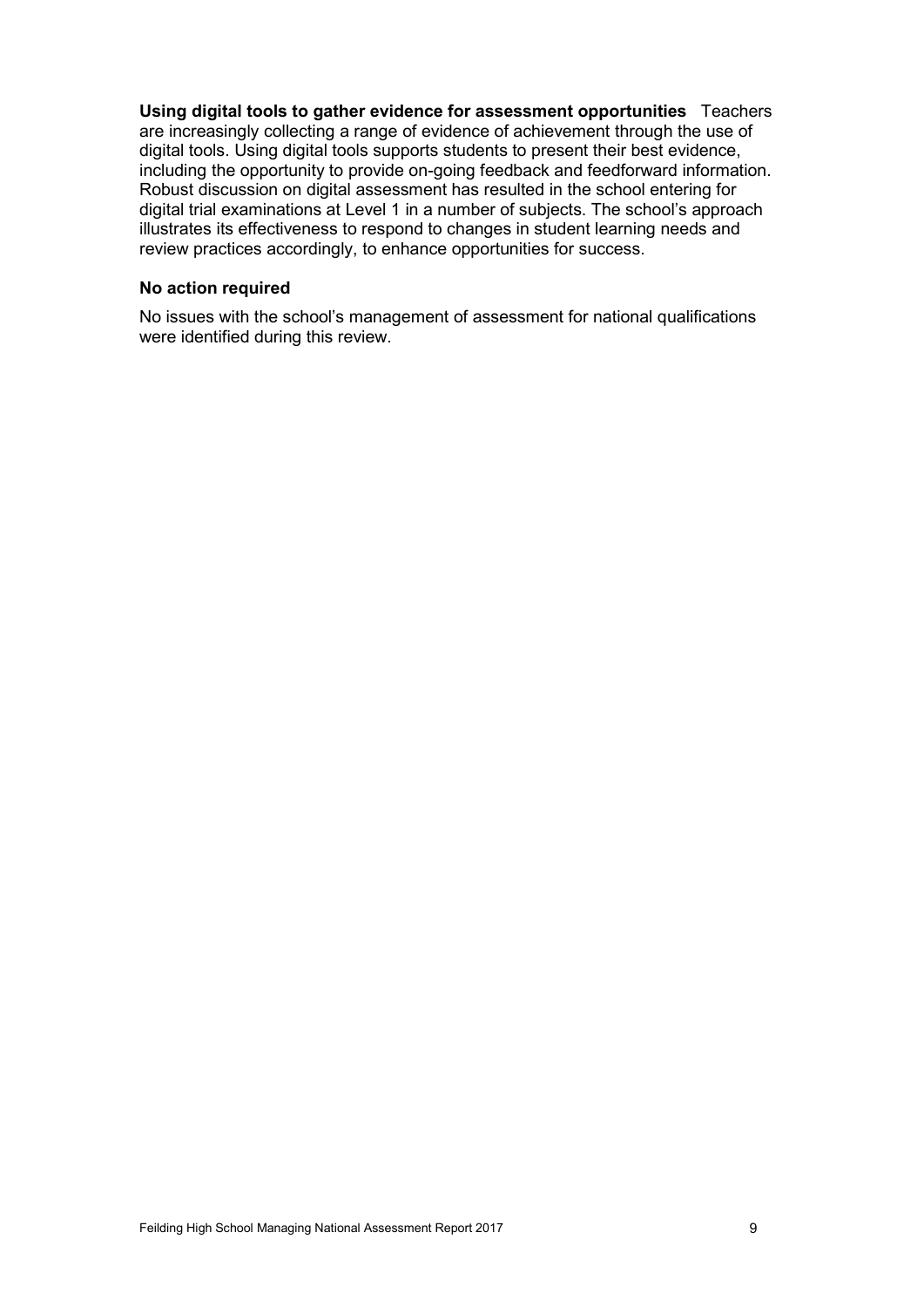**Using digital tools to gather evidence for assessment opportunities** Teachers are increasingly collecting a range of evidence of achievement through the use of digital tools. Using digital tools supports students to present their best evidence, including the opportunity to provide on-going feedback and feedforward information. Robust discussion on digital assessment has resulted in the school entering for digital trial examinations at Level 1 in a number of subjects. The school's approach illustrates its effectiveness to respond to changes in student learning needs and review practices accordingly, to enhance opportunities for success.

### No action required

No issues with the school's management of assessment for national qualifications were identified during this review.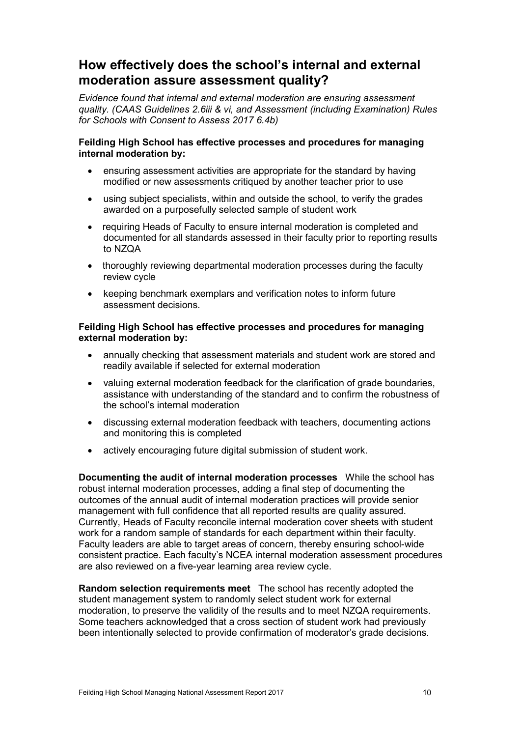## How effectively does the school's internal and external moderation assure assessment quality?

*Evidence found that internal and external moderation are ensuring assessment quality. (CAAS Guidelines 2.6iii & vi, and Assessment (including Examination) Rules for Schools with Consent to Assess 2017 6.4b)*

**Feilding High School has effective processes and procedures for managing internal moderation by:**

- ensuring assessment activities are appropriate for the standard by having modified or new assessments critiqued by another teacher prior to use
- using subject specialists, within and outside the school, to verify the grades awarded on a purposefully selected sample of student work
- requiring Heads of Faculty to ensure internal moderation is completed and documented for all standards assessed in their faculty prior to reporting results to NZQA
- thoroughly reviewing departmental moderation processes during the faculty review cycle
- keeping benchmark exemplars and verification notes to inform future assessment decisions.

**Feilding High School has effective processes and procedures for managing external moderation by:**

- annually checking that assessment materials and student work are stored and readily available if selected for external moderation
- valuing external moderation feedback for the clarification of grade boundaries, assistance with understanding of the standard and to confirm the robustness of the school's internal moderation
- discussing external moderation feedback with teachers, documenting actions and monitoring this is completed
- actively encouraging future digital submission of student work.

**Documenting the audit of internal moderation processes** While the school has robust internal moderation processes, adding a final step of documenting the outcomes of the annual audit of internal moderation practices will provide senior management with full confidence that all reported results are quality assured. Currently, Heads of Faculty reconcile internal moderation cover sheets with student work for a random sample of standards for each department within their faculty. Faculty leaders are able to target areas of concern, thereby ensuring school-wide consistent practice. Each faculty's NCEA internal moderation assessment procedures are also reviewed on a five-year learning area review cycle.

**Random selection requirements meet** The school has recently adopted the student management system to randomly select student work for external moderation, to preserve the validity of the results and to meet NZQA requirements. Some teachers acknowledged that a cross section of student work had previously been intentionally selected to provide confirmation of moderator's grade decisions.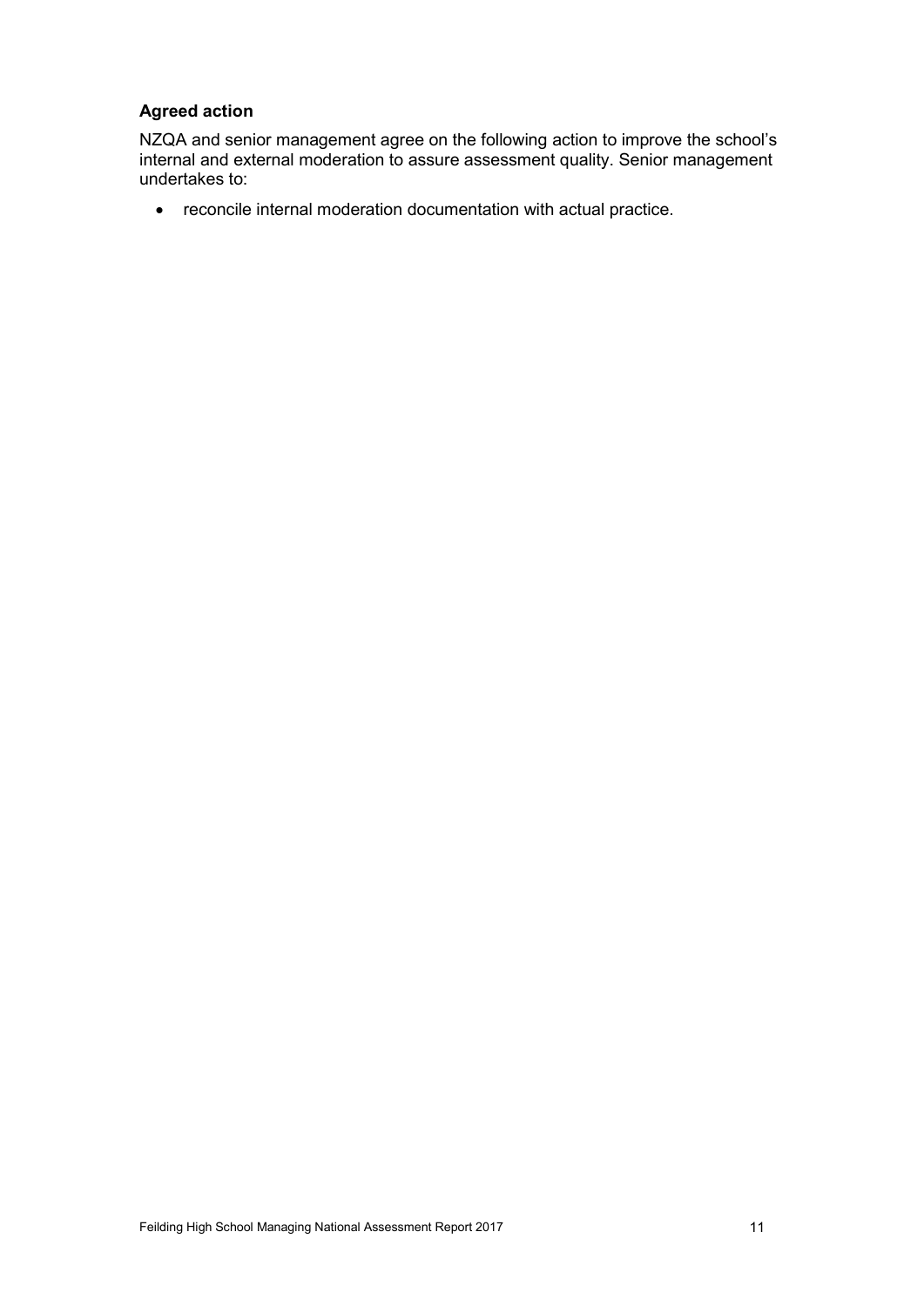### Agreed action

NZQA and senior management agree on the following action to improve the school's internal and external moderation to assure assessment quality. Senior management undertakes to:

- reconcile internal moderation documentation with actual practice.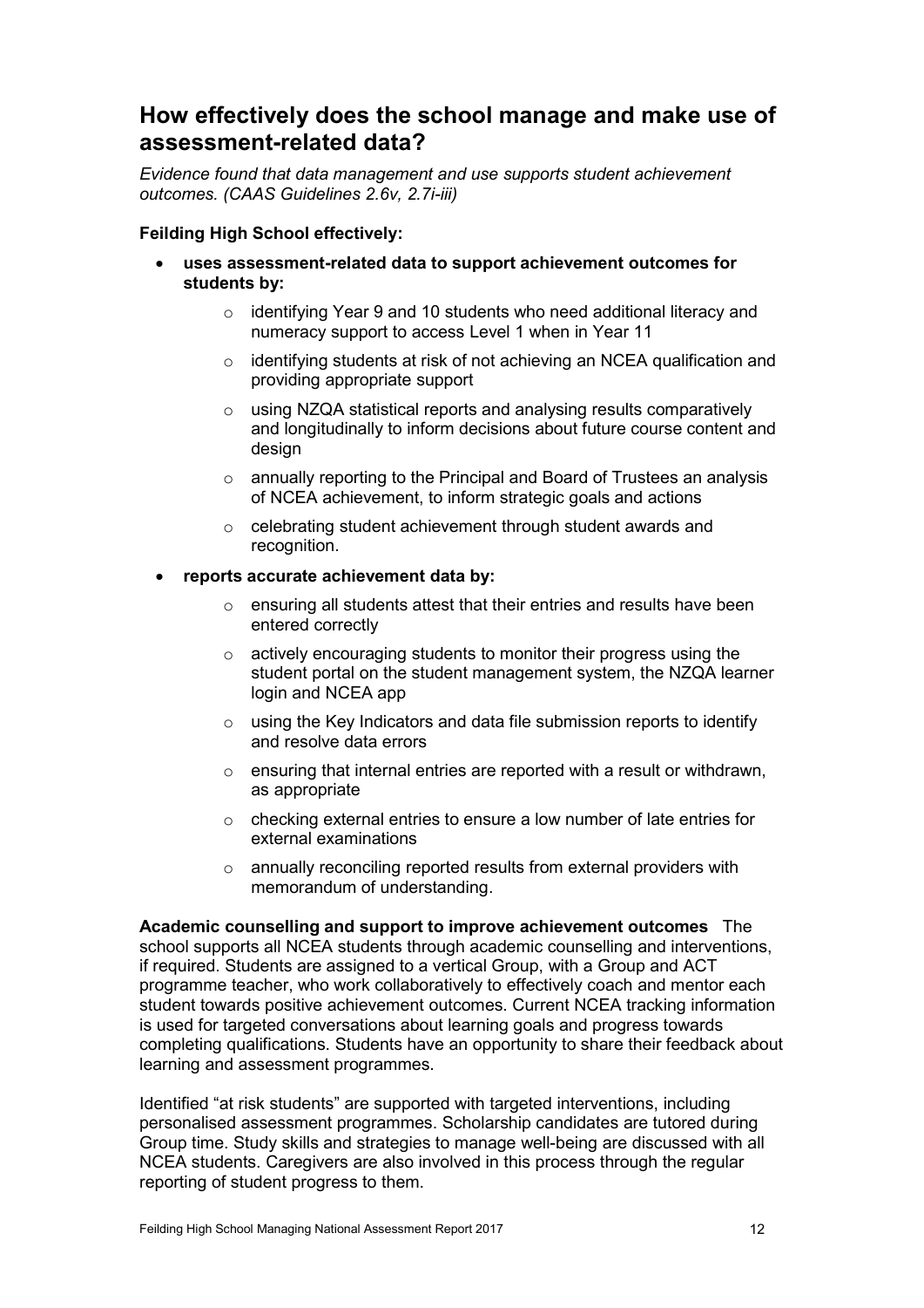## How effectively does the school manage and make use of assessment-related data?

*Evidence found that data management and use supports student achievement outcomes. (CAAS Guidelines 2.6v, 2.7i-iii)*

**Feilding High School effectively:**

- **uses assessment-related data to support achievement outcomes for students by:**
  - identifying Year 9 and 10 students who need additional literacy and numeracy support to access Level 1 when in Year 11
  - identifying students at risk of not achieving an NCEA qualification and providing appropriate support
  - using NZQA statistical reports and analysing results comparatively and longitudinally to inform decisions about future course content and design
  - annually reporting to the Principal and Board of Trustees an analysis of NCEA achievement, to inform strategic goals and actions
  - celebrating student achievement through student awards and recognition.
- **reports accurate achievement data by:**
  - ensuring all students attest that their entries and results have been entered correctly
  - actively encouraging students to monitor their progress using the student portal on the student management system, the NZQA learner login and NCEA app
  - using the Key Indicators and data file submission reports to identify and resolve data errors
  - ensuring that internal entries are reported with a result or withdrawn, as appropriate
  - checking external entries to ensure a low number of late entries for external examinations
  - annually reconciling reported results from external providers with memorandum of understanding.

**Academic counselling and support to improve achievement outcomes** The school supports all NCEA students through academic counselling and interventions, if required. Students are assigned to a vertical Group, with a Group and ACT programme teacher, who work collaboratively to effectively coach and mentor each student towards positive achievement outcomes. Current NCEA tracking information is used for targeted conversations about learning goals and progress towards completing qualifications. Students have an opportunity to share their feedback about learning and assessment programmes.

Identified "at risk students" are supported with targeted interventions, including personalised assessment programmes. Scholarship candidates are tutored during Group time. Study skills and strategies to manage well-being are discussed with all NCEA students. Caregivers are also involved in this process through the regular reporting of student progress to them.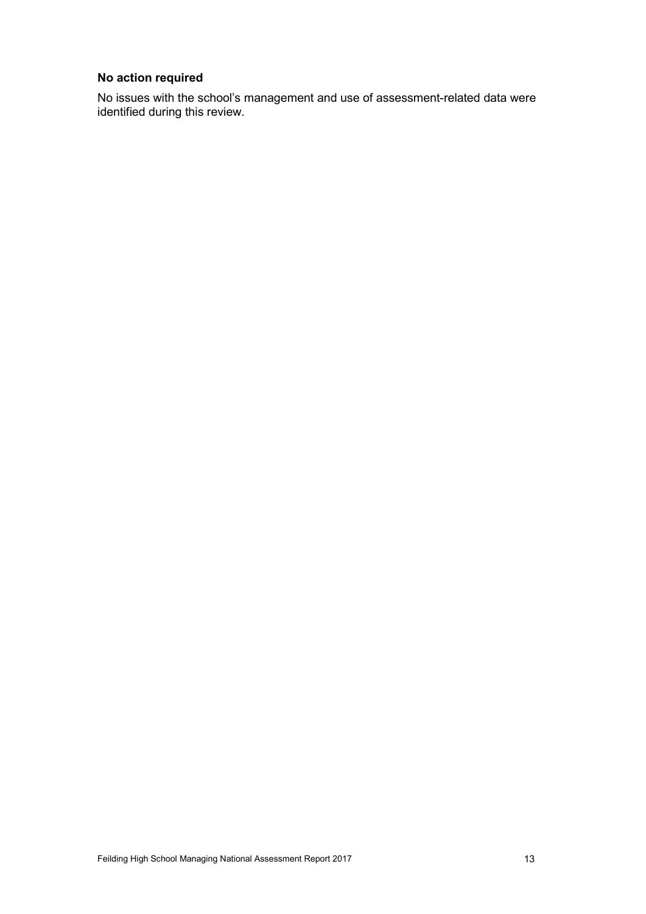**No action required**

No issues with the school's management and use of assessment-related data were identified during this review.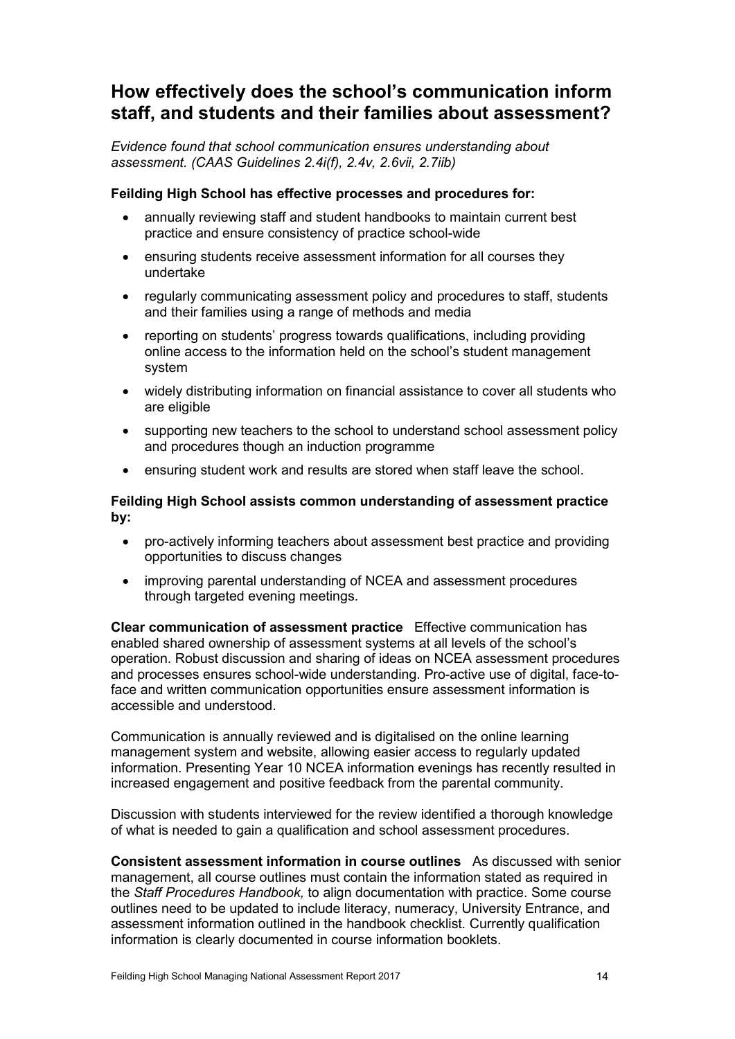## How effectively does the school's communication inform staff, and students and their families about assessment?

*Evidence found that school communication ensures understanding about assessment. (CAAS Guidelines 2.4i(f), 2.4v, 2.6vii, 2.7iib)*

**Feilding High School has effective processes and procedures for:**

- annually reviewing staff and student handbooks to maintain current best practice and ensure consistency of practice school-wide
- ensuring students receive assessment information for all courses they undertake
- regularly communicating assessment policy and procedures to staff, students and their families using a range of methods and media
- reporting on students' progress towards qualifications, including providing online access to the information held on the school's student management system
- widely distributing information on financial assistance to cover all students who are eligible
- supporting new teachers to the school to understand school assessment policy and procedures though an induction programme
- ensuring student work and results are stored when staff leave the school.

**Feilding High School assists common understanding of assessment practice by:**

- pro-actively informing teachers about assessment best practice and providing opportunities to discuss changes
- improving parental understanding of NCEA and assessment procedures through targeted evening meetings.

**Clear communication of assessment practice** Effective communication has enabled shared ownership of assessment systems at all levels of the school's operation. Robust discussion and sharing of ideas on NCEA assessment procedures and processes ensures school-wide understanding. Pro-active use of digital, face-to-face and written communication opportunities ensure assessment information is accessible and understood.

Communication is annually reviewed and is digitalised on the online learning management system and website, allowing easier access to regularly updated information. Presenting Year 10 NCEA information evenings has recently resulted in increased engagement and positive feedback from the parental community.

Discussion with students interviewed for the review identified a thorough knowledge of what is needed to gain a qualification and school assessment procedures.

**Consistent assessment information in course outlines** As discussed with senior management, all course outlines must contain the information stated as required in the *Staff Procedures Handbook,* to align documentation with practice. Some course outlines need to be updated to include literacy, numeracy, University Entrance, and assessment information outlined in the handbook checklist. Currently qualification information is clearly documented in course information booklets.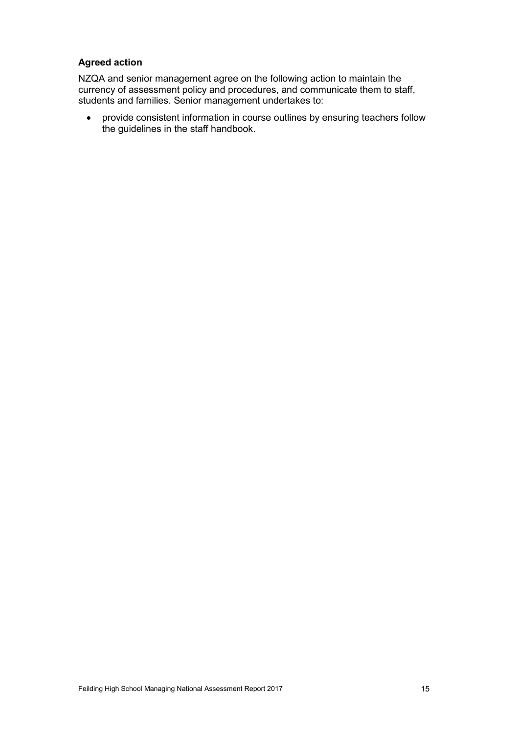**Agreed action**

NZQA and senior management agree on the following action to maintain the currency of assessment policy and procedures, and communicate them to staff, students and families. Senior management undertakes to:

- provide consistent information in course outlines by ensuring teachers follow the guidelines in the staff handbook.